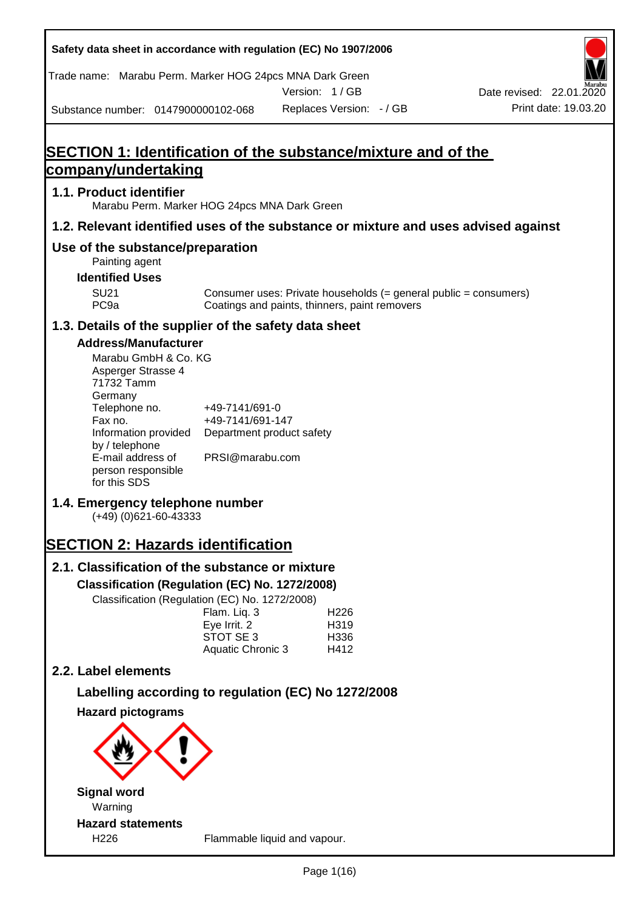Safety data sheet in accordance with regulation (EC) No 1907/2006

Trade name: Marabu Perm. Marker HOG 24pcs MNA Dark Green

Version: 1 / GB

Date revised: 22.01.2020

Substance number: 0147900000102-068

Replaces Version: - / GB

Print date: 19.03.20

# SECTION 1: Identification of the substance/mixture and of the company/undertaking

## 1.1. Product identifier

Marabu Perm. Marker HOG 24pcs MNA Dark Green

## 1.2. Relevant identified uses of the substance or mixture and uses advised against

## Use of the substance/preparation

Painting agent

### Identified Uses

| | |
|---|---|
| SU21 | Consumer uses: Private households (= general public = consumers) |
| PC9a | Coatings and paints, thinners, paint removers |

## 1.3. Details of the supplier of the safety data sheet

### Address/Manufacturer

Marabu GmbH & Co. KG
Asperger Strasse 4
71732 Tamm
Germany

| | |
|---|---|
| Telephone no. | +49-7141/691-0 |
| Fax no. | +49-7141/691-147 |
| Information provided by / telephone | Department product safety |
| E-mail address of person responsible for this SDS | PRSI@marabu.com |

## 1.4. Emergency telephone number

(+49) (0)621-60-43333

# SECTION 2: Hazards identification

## 2.1. Classification of the substance or mixture

### Classification (Regulation (EC) No. 1272/2008)

Classification (Regulation (EC) No. 1272/2008)

| | |
|---|---|
| Flam. Liq. 3 | H226 |
| Eye Irrit. 2 | H319 |
| STOT SE 3 | H336 |
| Aquatic Chronic 3 | H412 |

## 2.2. Label elements

### Labelling according to regulation (EC) No 1272/2008

### Hazard pictograms

### Signal word

Warning

### Hazard statements

| | |
|---|---|
| H226 | Flammable liquid and vapour. |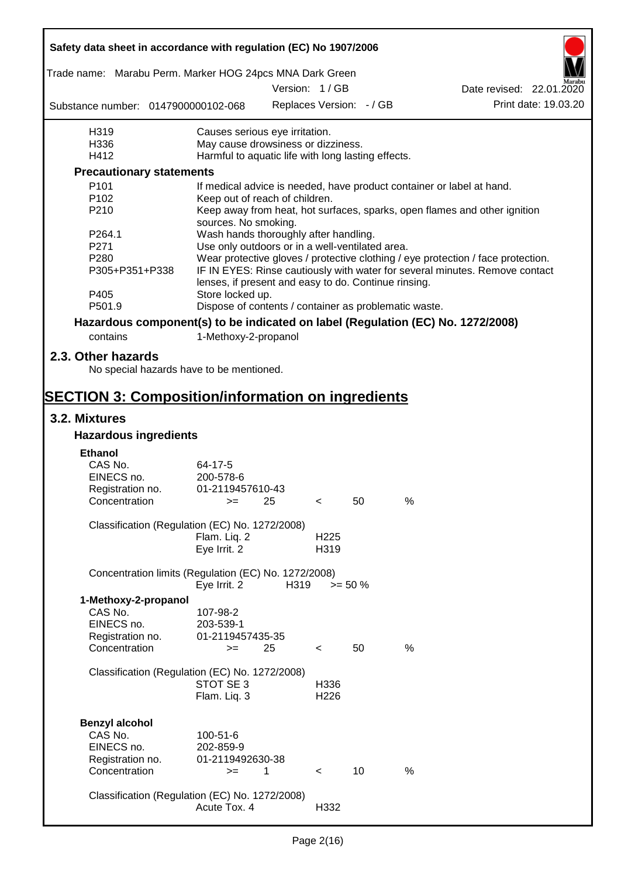| | |
|---|---|
| H319 | Causes serious eye irritation. |
| H336 | May cause drowsiness or dizziness. |
| H412 | Harmful to aquatic life with long lasting effects. |

**Precautionary statements**

| | |
|---|---|
| P101 | If medical advice is needed, have product container or label at hand. |
| P102 | Keep out of reach of children. |
| P210 | Keep away from heat, hot surfaces, sparks, open flames and other ignition sources. No smoking. |
| P264.1 | Wash hands thoroughly after handling. |
| P271 | Use only outdoors or in a well-ventilated area. |
| P280 | Wear protective gloves / protective clothing / eye protection / face protection. |
| P305+P351+P338 | IF IN EYES: Rinse cautiously with water for several minutes. Remove contact lenses, if present and easy to do. Continue rinsing. |
| P405 | Store locked up. |
| P501.9 | Dispose of contents / container as problematic waste. |

**Hazardous component(s) to be indicated on label (Regulation (EC) No. 1272/2008)**

contains 1-Methoxy-2-propanol

## 2.3. Other hazards

No special hazards have to be mentioned.

# SECTION 3: Composition/information on ingredients

## 3.2. Mixtures

### Hazardous ingredients

**Ethanol**

| | |
|---|---|
| CAS No. | 64-17-5 |
| EINECS no. | 200-578-6 |
| Registration no. | 01-2119457610-43 |
| Concentration | >= 25 < 50 % |

Classification (Regulation (EC) No. 1272/2008)

| | |
|---|---|
| Flam. Liq. 2 | H225 |
| Eye Irrit. 2 | H319 |

Concentration limits (Regulation (EC) No. 1272/2008)

| | | |
|---|---|---|
| Eye Irrit. 2 | H319 | >= 50 % |

**1-Methoxy-2-propanol**

| | |
|---|---|
| CAS No. | 107-98-2 |
| EINECS no. | 203-539-1 |
| Registration no. | 01-2119457435-35 |
| Concentration | >= 25 < 50 % |

Classification (Regulation (EC) No. 1272/2008)

| | |
|---|---|
| STOT SE 3 | H336 |
| Flam. Liq. 3 | H226 |

**Benzyl alcohol**

| | |
|---|---|
| CAS No. | 100-51-6 |
| EINECS no. | 202-859-9 |
| Registration no. | 01-2119492630-38 |
| Concentration | >= 1 < 10 % |

Classification (Regulation (EC) No. 1272/2008)

| | |
|---|---|
| Acute Tox. 4 | H332 |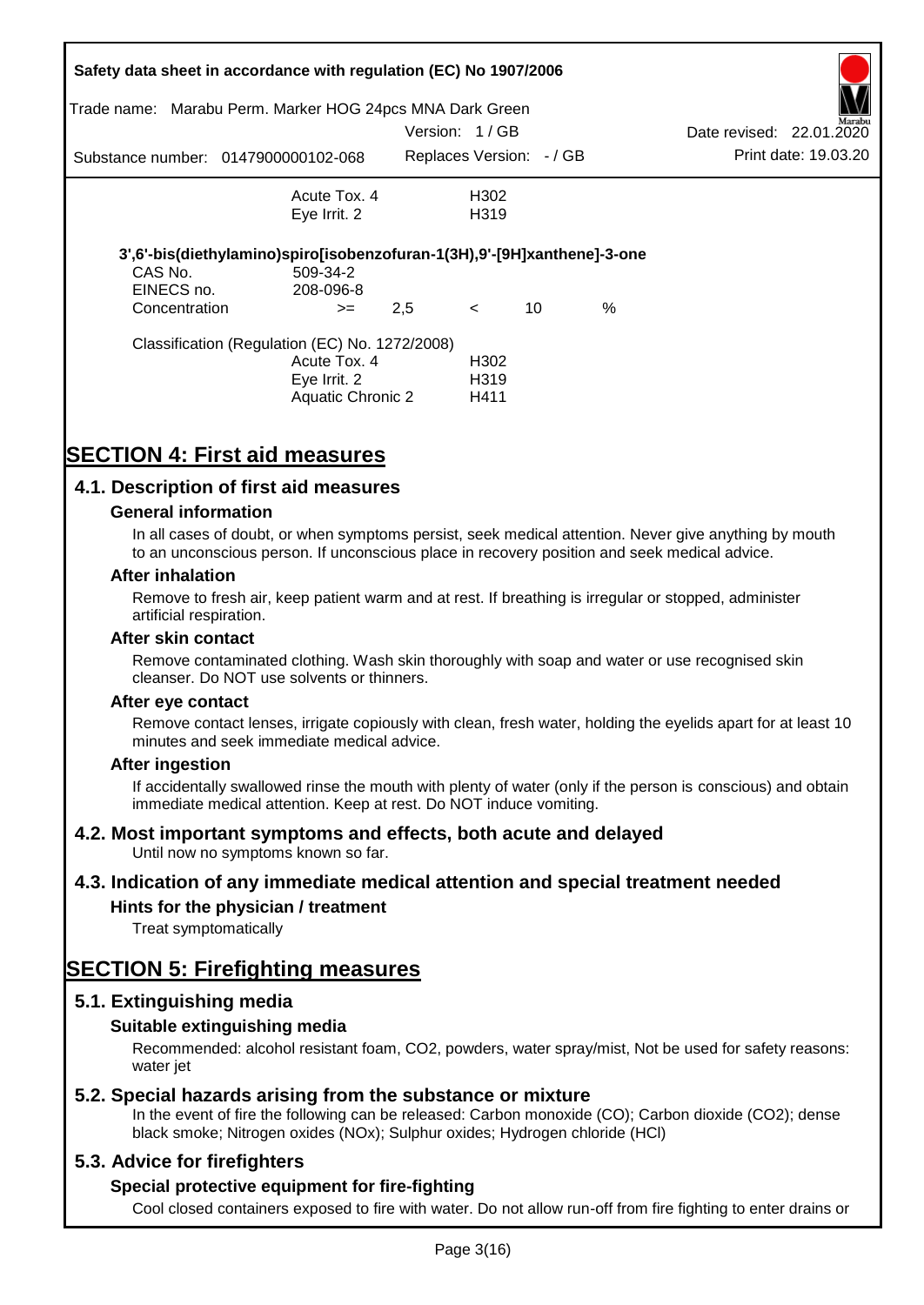| | | |
|---|---|---|
| | Acute Tox. 4 | H302 |
| | Eye Irrit. 2 | H319 |

**3',6'-bis(diethylamino)spiro[isobenzofuran-1(3H),9'-[9H]xanthene]-3-one**

| | | | | | |
|---|---|---|---|---|---|
| CAS No. | 509-34-2 | | | | |
| EINECS no. | 208-096-8 | | | | |
| Concentration | >= | 2,5 | < | 10 | % |

Classification (Regulation (EC) No. 1272/2008)

| | |
|---|---|
| Acute Tox. 4 | H302 |
| Eye Irrit. 2 | H319 |
| Aquatic Chronic 2 | H411 |

# SECTION 4: First aid measures

## 4.1. Description of first aid measures

### General information

In all cases of doubt, or when symptoms persist, seek medical attention. Never give anything by mouth to an unconscious person. If unconscious place in recovery position and seek medical advice.

### After inhalation

Remove to fresh air, keep patient warm and at rest. If breathing is irregular or stopped, administer artificial respiration.

### After skin contact

Remove contaminated clothing. Wash skin thoroughly with soap and water or use recognised skin cleanser. Do NOT use solvents or thinners.

### After eye contact

Remove contact lenses, irrigate copiously with clean, fresh water, holding the eyelids apart for at least 10 minutes and seek immediate medical advice.

### After ingestion

If accidentally swallowed rinse the mouth with plenty of water (only if the person is conscious) and obtain immediate medical attention. Keep at rest. Do NOT induce vomiting.

## 4.2. Most important symptoms and effects, both acute and delayed

Until now no symptoms known so far.

## 4.3. Indication of any immediate medical attention and special treatment needed

### Hints for the physician / treatment

Treat symptomatically

# SECTION 5: Firefighting measures

## 5.1. Extinguishing media

### Suitable extinguishing media

Recommended: alcohol resistant foam, $CO_2$, powders, water spray/mist, Not be used for safety reasons: water jet

## 5.2. Special hazards arising from the substance or mixture

In the event of fire the following can be released: Carbon monoxide (CO); Carbon dioxide ($CO_2$); dense black smoke; Nitrogen oxides ($NO_x$); Sulphur oxides; Hydrogen chloride (HCl)

## 5.3. Advice for firefighters

### Special protective equipment for fire-fighting

Cool closed containers exposed to fire with water. Do not allow run-off from fire fighting to enter drains or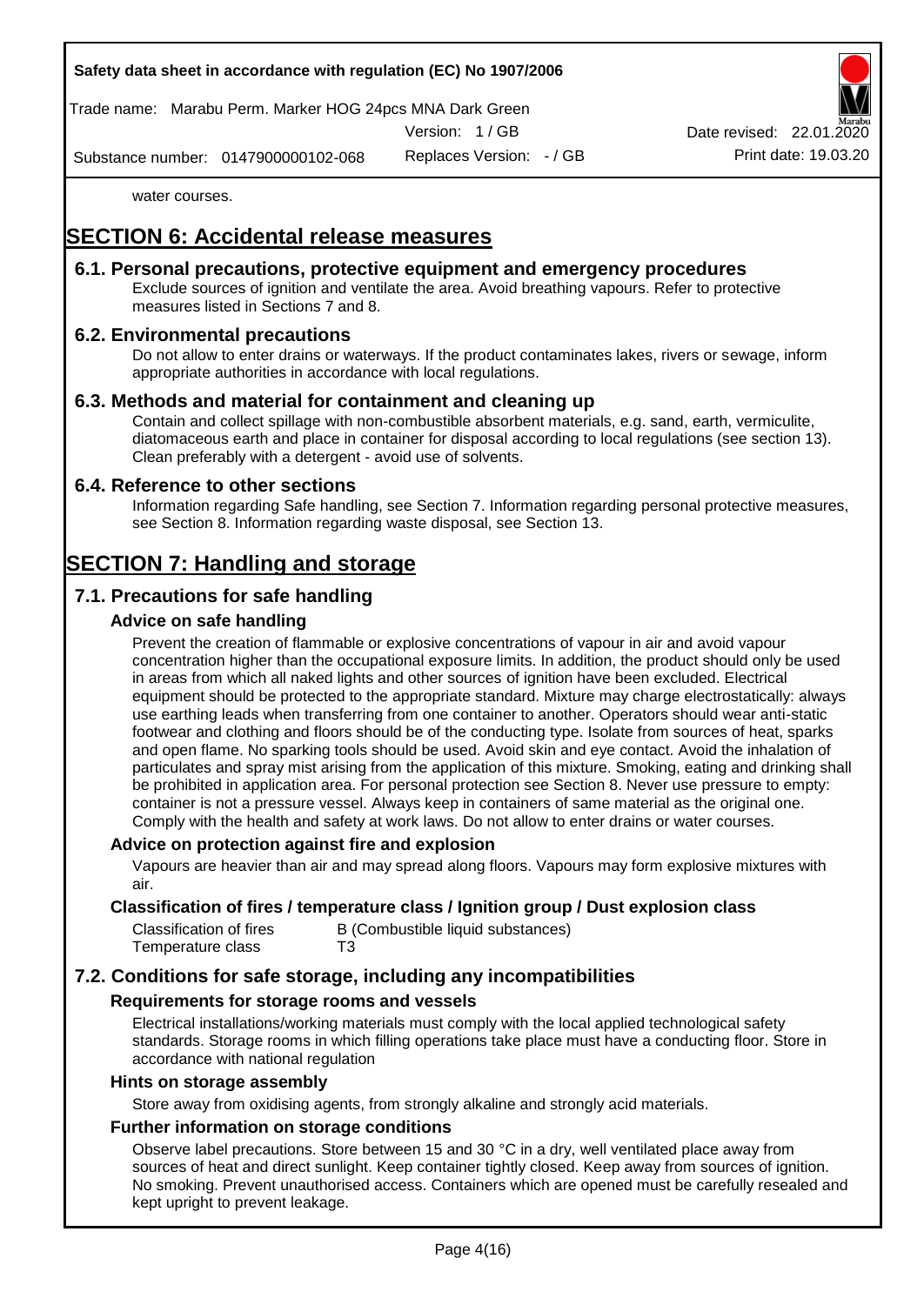water courses.

# SECTION 6: Accidental release measures

## 6.1. Personal precautions, protective equipment and emergency procedures

Exclude sources of ignition and ventilate the area. Avoid breathing vapours. Refer to protective measures listed in Sections 7 and 8.

## 6.2. Environmental precautions

Do not allow to enter drains or waterways. If the product contaminates lakes, rivers or sewage, inform appropriate authorities in accordance with local regulations.

## 6.3. Methods and material for containment and cleaning up

Contain and collect spillage with non-combustible absorbent materials, e.g. sand, earth, vermiculite, diatomaceous earth and place in container for disposal according to local regulations (see section 13). Clean preferably with a detergent - avoid use of solvents.

## 6.4. Reference to other sections

Information regarding Safe handling, see Section 7. Information regarding personal protective measures, see Section 8. Information regarding waste disposal, see Section 13.

# SECTION 7: Handling and storage

## 7.1. Precautions for safe handling

### Advice on safe handling

Prevent the creation of flammable or explosive concentrations of vapour in air and avoid vapour concentration higher than the occupational exposure limits. In addition, the product should only be used in areas from which all naked lights and other sources of ignition have been excluded. Electrical equipment should be protected to the appropriate standard. Mixture may charge electrostatically: always use earthing leads when transferring from one container to another. Operators should wear anti-static footwear and clothing and floors should be of the conducting type. Isolate from sources of heat, sparks and open flame. No sparking tools should be used. Avoid skin and eye contact. Avoid the inhalation of particulates and spray mist arising from the application of this mixture. Smoking, eating and drinking shall be prohibited in application area. For personal protection see Section 8. Never use pressure to empty: container is not a pressure vessel. Always keep in containers of same material as the original one. Comply with the health and safety at work laws. Do not allow to enter drains or water courses.

### Advice on protection against fire and explosion

Vapours are heavier than air and may spread along floors. Vapours may form explosive mixtures with air.

### Classification of fires / temperature class / Ignition group / Dust explosion class

| | |
|---|---|
| Classification of fires | B (Combustible liquid substances) |
| Temperature class | T3 |

## 7.2. Conditions for safe storage, including any incompatibilities

### Requirements for storage rooms and vessels

Electrical installations/working materials must comply with the local applied technological safety standards. Storage rooms in which filling operations take place must have a conducting floor. Store in accordance with national regulation

### Hints on storage assembly

Store away from oxidising agents, from strongly alkaline and strongly acid materials.

### Further information on storage conditions

Observe label precautions. Store between 15 and 30 °C in a dry, well ventilated place away from sources of heat and direct sunlight. Keep container tightly closed. Keep away from sources of ignition. No smoking. Prevent unauthorised access. Containers which are opened must be carefully resealed and kept upright to prevent leakage.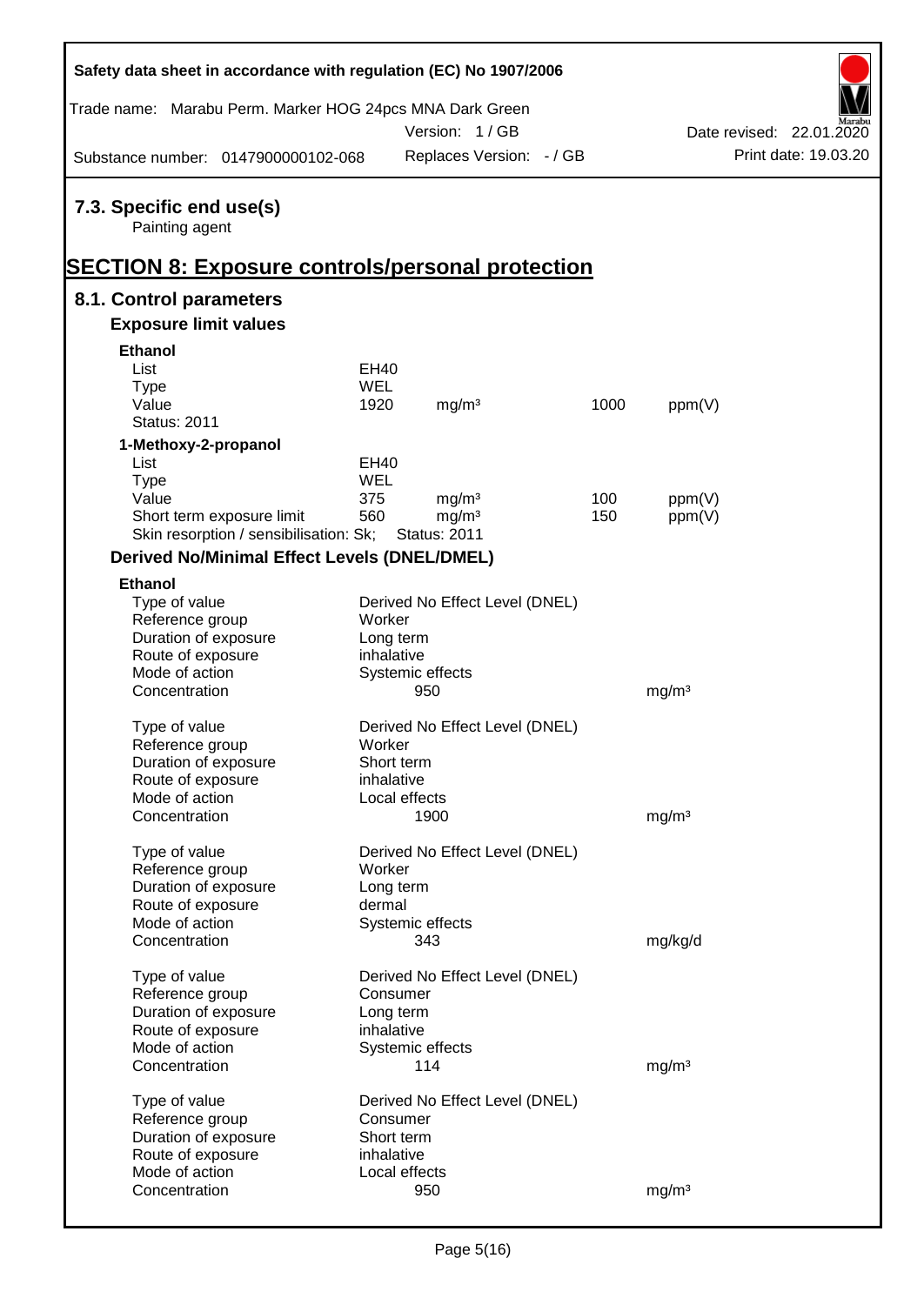### 7.3. Specific end use(s)

Painting agent

# SECTION 8: Exposure controls/personal protection

## 8.1. Control parameters

### Exposure limit values

**Ethanol**

| | | | | |
|---|---|---|---|---|
| List | EH40 | | | |
| Type | WEL | | | |
| Value | 1920 | mg/m³ | 1000 | ppm(V) |
| Status: 2011 | | | | |

**1-Methoxy-2-propanol**

| | | | | |
|---|---|---|---|---|
| List | EH40 | | | |
| Type | WEL | | | |
| Value | 375 | mg/m³ | 100 | ppm(V) |
| Short term exposure limit | 560 | mg/m³ | 150 | ppm(V) |
| Skin resorption / sensibilisation: Sk; | Status: 2011 | | | |

### Derived No/Minimal Effect Levels (DNEL/DMEL)

**Ethanol**

| | | |
|---|---|---|
| Type of value | Derived No Effect Level (DNEL) | |
| Reference group | Worker | |
| Duration of exposure | Long term | |
| Route of exposure | inhalative | |
| Mode of action | Systemic effects | |
| Concentration | 950 | mg/m³ |

| | | |
|---|---|---|
| Type of value | Derived No Effect Level (DNEL) | |
| Reference group | Worker | |
| Duration of exposure | Short term | |
| Route of exposure | inhalative | |
| Mode of action | Local effects | |
| Concentration | 1900 | mg/m³ |

| | | |
|---|---|---|
| Type of value | Derived No Effect Level (DNEL) | |
| Reference group | Worker | |
| Duration of exposure | Long term | |
| Route of exposure | dermal | |
| Mode of action | Systemic effects | |
| Concentration | 343 | mg/kg/d |

| | | |
|---|---|---|
| Type of value | Derived No Effect Level (DNEL) | |
| Reference group | Consumer | |
| Duration of exposure | Long term | |
| Route of exposure | inhalative | |
| Mode of action | Systemic effects | |
| Concentration | 114 | mg/m³ |

| | | |
|---|---|---|
| Type of value | Derived No Effect Level (DNEL) | |
| Reference group | Consumer | |
| Duration of exposure | Short term | |
| Route of exposure | inhalative | |
| Mode of action | Local effects | |
| Concentration | 950 | mg/m³ |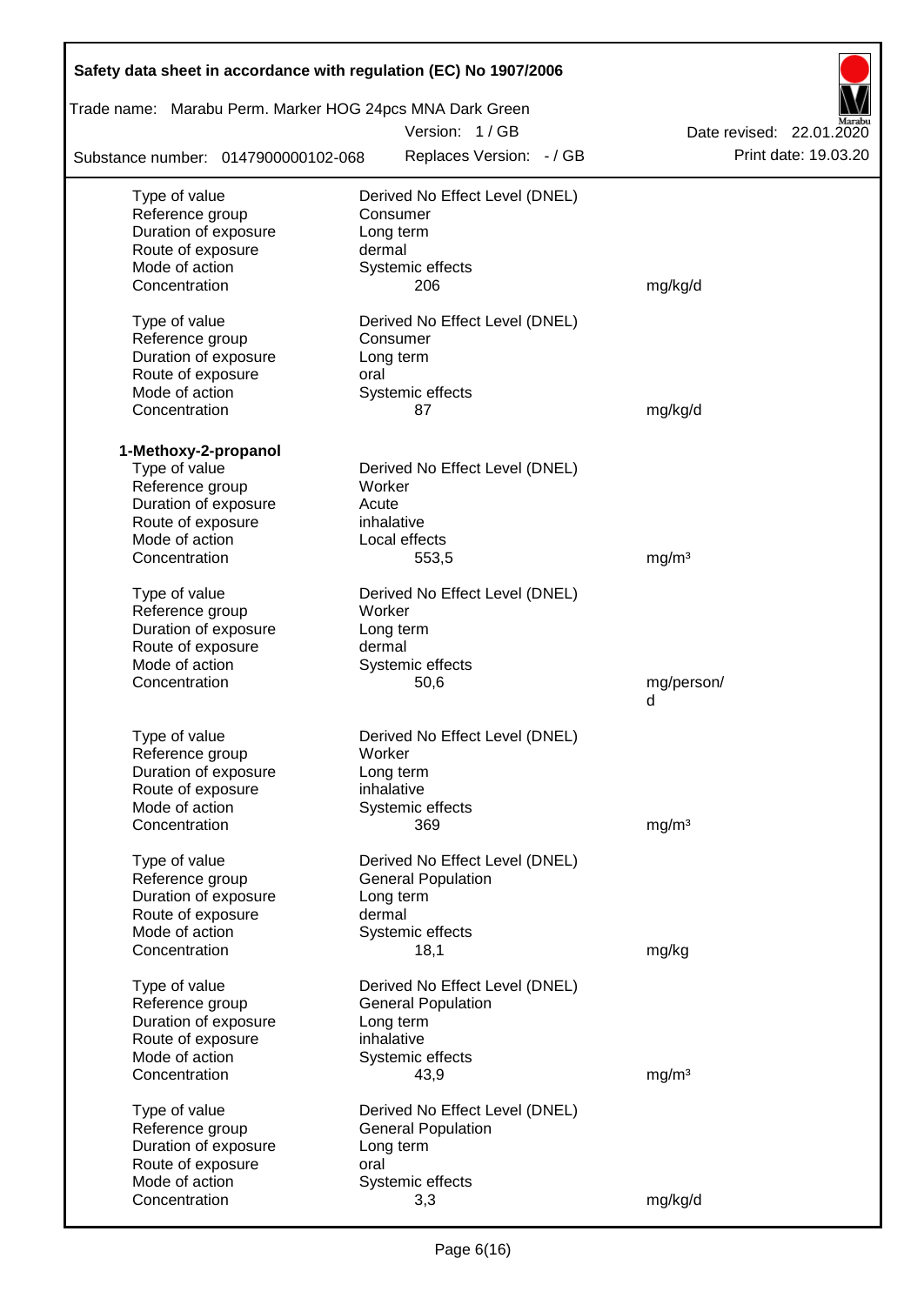| | | |
|---|---|---|
| Type of value | Derived No Effect Level (DNEL) | |
| Reference group | Consumer | |
| Duration of exposure | Long term | |
| Route of exposure | dermal | |
| Mode of action | Systemic effects | |
| Concentration | 206 | mg/kg/d |
| | | |
| Type of value | Derived No Effect Level (DNEL) | |
| Reference group | Consumer | |
| Duration of exposure | Long term | |
| Route of exposure | oral | |
| Mode of action | Systemic effects | |
| Concentration | 87 | mg/kg/d |

**1-Methoxy-2-propanol**

| | | |
|---|---|---|
| Type of value | Derived No Effect Level (DNEL) | |
| Reference group | Worker | |
| Duration of exposure | Acute | |
| Route of exposure | inhalative | |
| Mode of action | Local effects | |
| Concentration | 553,5 | mg/m³ |
| | | |
| Type of value | Derived No Effect Level (DNEL) | |
| Reference group | Worker | |
| Duration of exposure | Long term | |
| Route of exposure | dermal | |
| Mode of action | Systemic effects | |
| Concentration | 50,6 | mg/person/d |
| | | |
| Type of value | Derived No Effect Level (DNEL) | |
| Reference group | Worker | |
| Duration of exposure | Long term | |
| Route of exposure | inhalative | |
| Mode of action | Systemic effects | |
| Concentration | 369 | mg/m³ |
| | | |
| Type of value | Derived No Effect Level (DNEL) | |
| Reference group | General Population | |
| Duration of exposure | Long term | |
| Route of exposure | dermal | |
| Mode of action | Systemic effects | |
| Concentration | 18,1 | mg/kg |
| | | |
| Type of value | Derived No Effect Level (DNEL) | |
| Reference group | General Population | |
| Duration of exposure | Long term | |
| Route of exposure | inhalative | |
| Mode of action | Systemic effects | |
| Concentration | 43,9 | mg/m³ |
| | | |
| Type of value | Derived No Effect Level (DNEL) | |
| Reference group | General Population | |
| Duration of exposure | Long term | |
| Route of exposure | oral | |
| Mode of action | Systemic effects | |
| Concentration | 3,3 | mg/kg/d |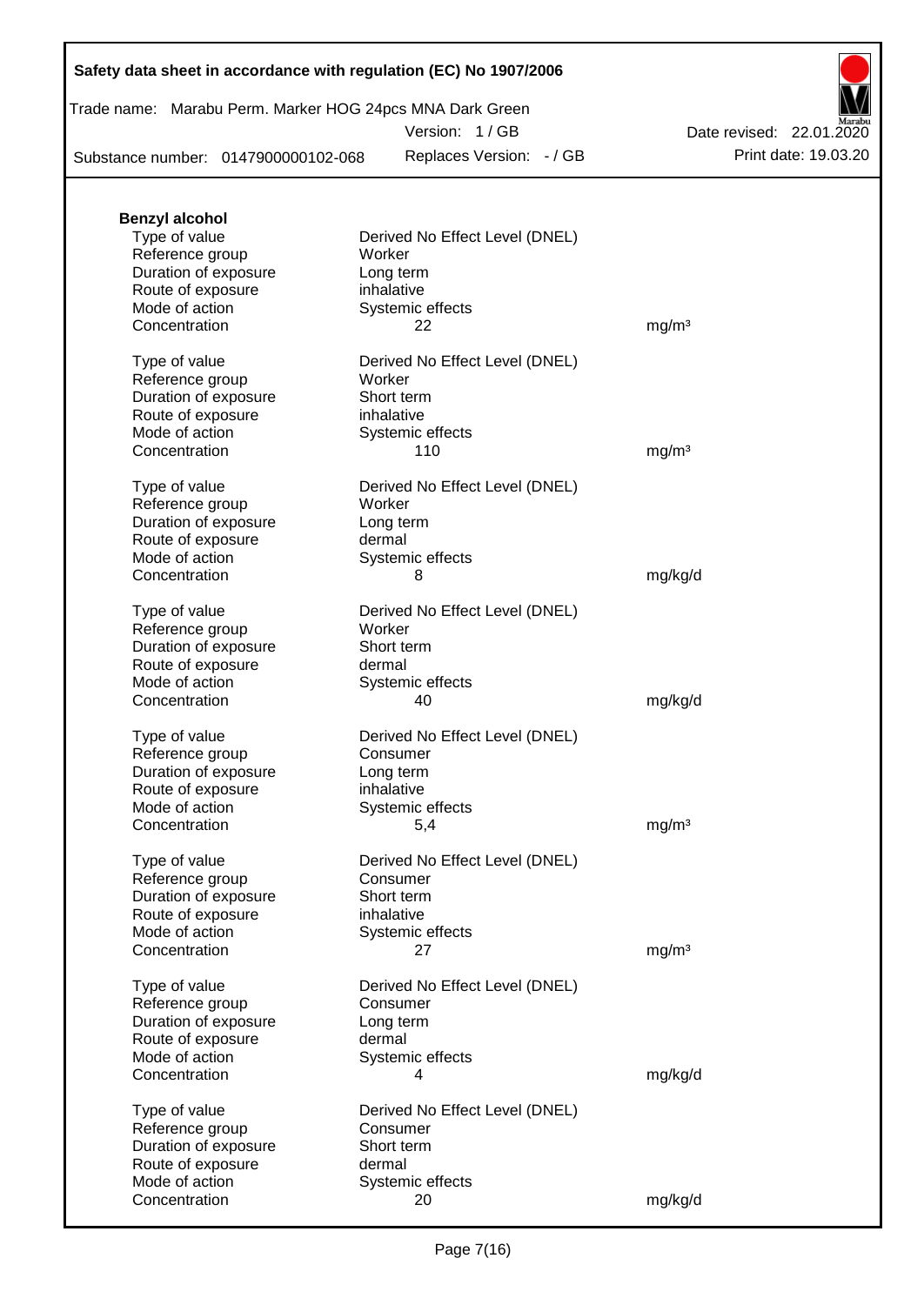**Benzyl alcohol**

| | | |
|---|---|---|
| Type of value | Derived No Effect Level (DNEL) | |
| Reference group | Worker | |
| Duration of exposure | Long term | |
| Route of exposure | inhalative | |
| Mode of action | Systemic effects | |
| Concentration | 22 | mg/m³ |

| | | |
|---|---|---|
| Type of value | Derived No Effect Level (DNEL) | |
| Reference group | Worker | |
| Duration of exposure | Short term | |
| Route of exposure | inhalative | |
| Mode of action | Systemic effects | |
| Concentration | 110 | mg/m³ |

| | | |
|---|---|---|
| Type of value | Derived No Effect Level (DNEL) | |
| Reference group | Worker | |
| Duration of exposure | Long term | |
| Route of exposure | dermal | |
| Mode of action | Systemic effects | |
| Concentration | 8 | mg/kg/d |

| | | |
|---|---|---|
| Type of value | Derived No Effect Level (DNEL) | |
| Reference group | Worker | |
| Duration of exposure | Short term | |
| Route of exposure | dermal | |
| Mode of action | Systemic effects | |
| Concentration | 40 | mg/kg/d |

| | | |
|---|---|---|
| Type of value | Derived No Effect Level (DNEL) | |
| Reference group | Consumer | |
| Duration of exposure | Long term | |
| Route of exposure | inhalative | |
| Mode of action | Systemic effects | |
| Concentration | 5,4 | mg/m³ |

| | | |
|---|---|---|
| Type of value | Derived No Effect Level (DNEL) | |
| Reference group | Consumer | |
| Duration of exposure | Short term | |
| Route of exposure | inhalative | |
| Mode of action | Systemic effects | |
| Concentration | 27 | mg/m³ |

| | | |
|---|---|---|
| Type of value | Derived No Effect Level (DNEL) | |
| Reference group | Consumer | |
| Duration of exposure | Long term | |
| Route of exposure | dermal | |
| Mode of action | Systemic effects | |
| Concentration | 4 | mg/kg/d |

| | | |
|---|---|---|
| Type of value | Derived No Effect Level (DNEL) | |
| Reference group | Consumer | |
| Duration of exposure | Short term | |
| Route of exposure | dermal | |
| Mode of action | Systemic effects | |
| Concentration | 20 | mg/kg/d |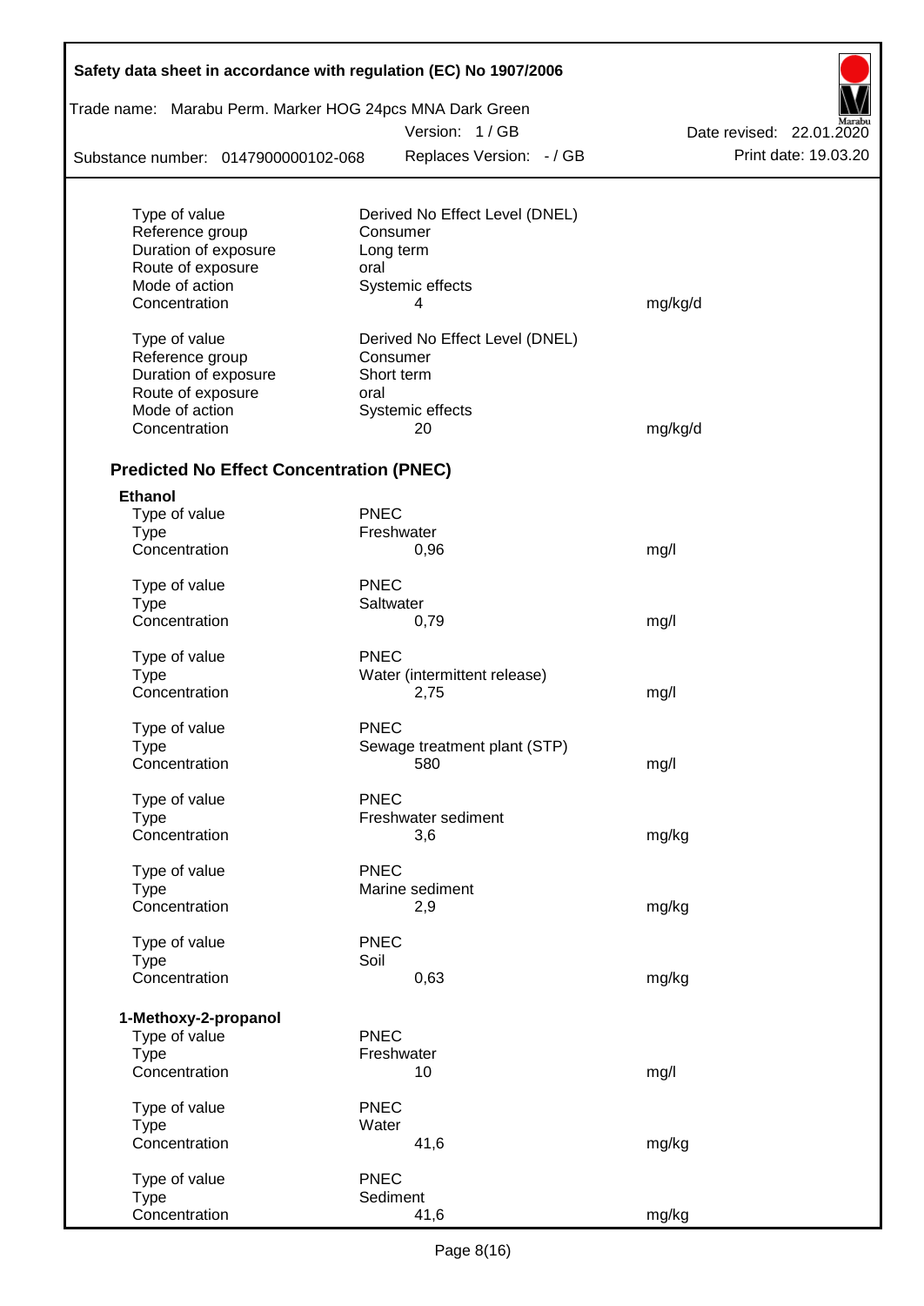| | | |
|---|---|---|
| Type of value | Derived No Effect Level (DNEL) | |
| Reference group | Consumer | |
| Duration of exposure | Long term | |
| Route of exposure | oral | |
| Mode of action | Systemic effects | |
| Concentration | 4 | mg/kg/d |

| | | |
|---|---|---|
| Type of value | Derived No Effect Level (DNEL) | |
| Reference group | Consumer | |
| Duration of exposure | Short term | |
| Route of exposure | oral | |
| Mode of action | Systemic effects | |
| Concentration | 20 | mg/kg/d |

## Predicted No Effect Concentration (PNEC)

**Ethanol**

| | | |
|---|---|---|
| Type of value | PNEC | |
| Type | Freshwater | |
| Concentration | 0,96 | mg/l |

| | | |
|---|---|---|
| Type of value | PNEC | |
| Type | Saltwater | |
| Concentration | 0,79 | mg/l |

| | | |
|---|---|---|
| Type of value | PNEC | |
| Type | Water (intermittent release) | |
| Concentration | 2,75 | mg/l |

| | | |
|---|---|---|
| Type of value | PNEC | |
| Type | Sewage treatment plant (STP) | |
| Concentration | 580 | mg/l |

| | | |
|---|---|---|
| Type of value | PNEC | |
| Type | Freshwater sediment | |
| Concentration | 3,6 | mg/kg |

| | | |
|---|---|---|
| Type of value | PNEC | |
| Type | Marine sediment | |
| Concentration | 2,9 | mg/kg |

| | | |
|---|---|---|
| Type of value | PNEC | |
| Type | Soil | |
| Concentration | 0,63 | mg/kg |

**1-Methoxy-2-propanol**

| | | |
|---|---|---|
| Type of value | PNEC | |
| Type | Freshwater | |
| Concentration | 10 | mg/l |

| | | |
|---|---|---|
| Type of value | PNEC | |
| Type | Water | |
| Concentration | 41,6 | mg/kg |

| | | |
|---|---|---|
| Type of value | PNEC | |
| Type | Sediment | |
| Concentration | 41,6 | mg/kg |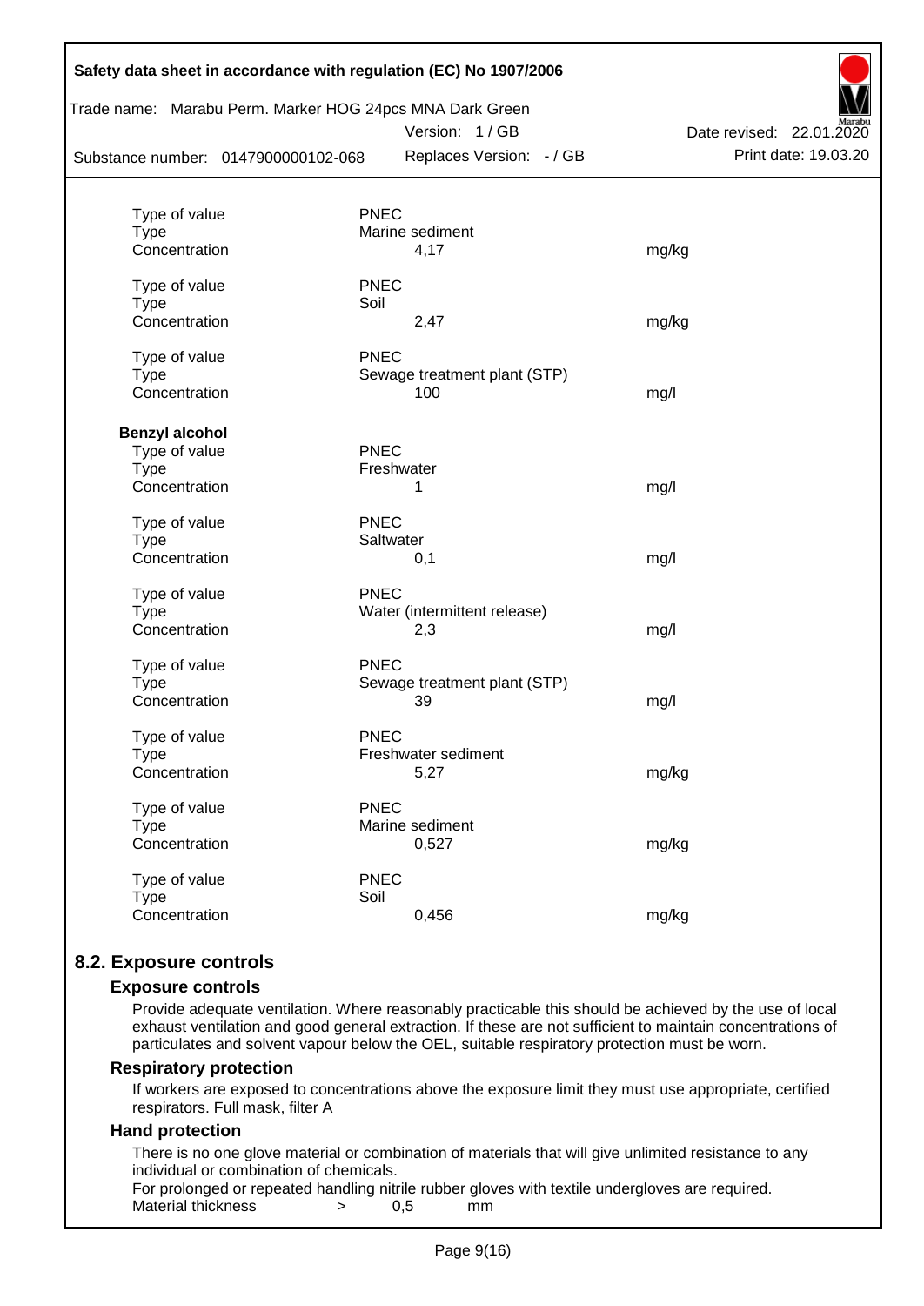| | | |
|---|---|---|
| Type of value | PNEC | |
| Type | Marine sediment | |
| Concentration | 4,17 | mg/kg |
| | | |
| Type of value | PNEC | |
| Type | Soil | |
| Concentration | 2,47 | mg/kg |
| | | |
| Type of value | PNEC | |
| Type | Sewage treatment plant (STP) | |
| Concentration | 100 | mg/l |

**Benzyl alcohol**

| | | |
|---|---|---|
| Type of value | PNEC | |
| Type | Freshwater | |
| Concentration | 1 | mg/l |
| | | |
| Type of value | PNEC | |
| Type | Saltwater | |
| Concentration | 0,1 | mg/l |
| | | |
| Type of value | PNEC | |
| Type | Water (intermittent release) | |
| Concentration | 2,3 | mg/l |
| | | |
| Type of value | PNEC | |
| Type | Sewage treatment plant (STP) | |
| Concentration | 39 | mg/l |
| | | |
| Type of value | PNEC | |
| Type | Freshwater sediment | |
| Concentration | 5,27 | mg/kg |
| | | |
| Type of value | PNEC | |
| Type | Marine sediment | |
| Concentration | 0,527 | mg/kg |
| | | |
| Type of value | PNEC | |
| Type | Soil | |
| Concentration | 0,456 | mg/kg |

## 8.2. Exposure controls

### Exposure controls

Provide adequate ventilation. Where reasonably practicable this should be achieved by the use of local exhaust ventilation and good general extraction. If these are not sufficient to maintain concentrations of particulates and solvent vapour below the OEL, suitable respiratory protection must be worn.

### Respiratory protection

If workers are exposed to concentrations above the exposure limit they must use appropriate, certified respirators. Full mask, filter A

### Hand protection

There is no one glove material or combination of materials that will give unlimited resistance to any individual or combination of chemicals.

For prolonged or repeated handling nitrile rubber gloves with textile undergloves are required.

Material thickness > 0,5 mm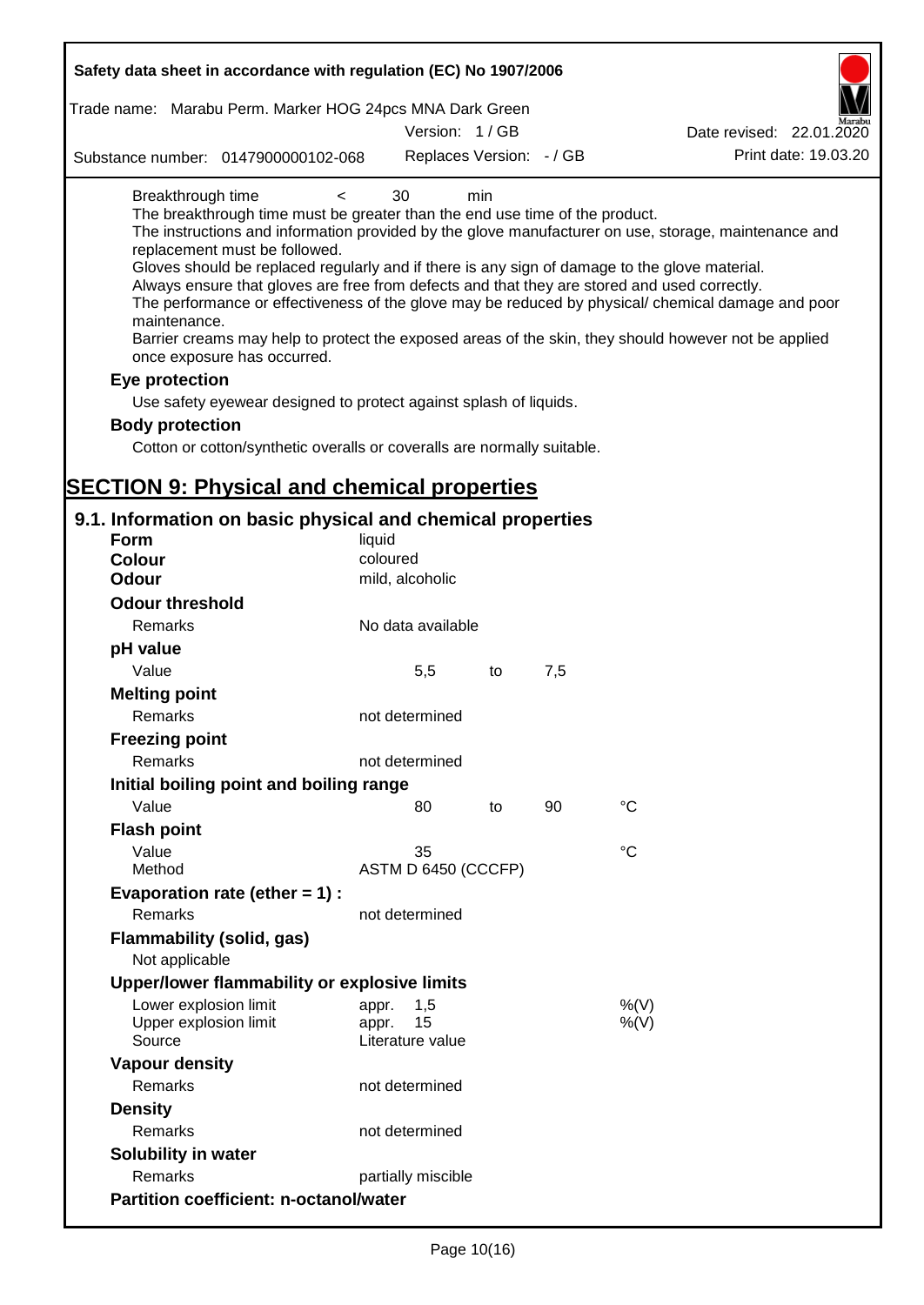Breakthrough time < 30 min

The breakthrough time must be greater than the end use time of the product.

The instructions and information provided by the glove manufacturer on use, storage, maintenance and replacement must be followed.

Gloves should be replaced regularly and if there is any sign of damage to the glove material.

Always ensure that gloves are free from defects and that they are stored and used correctly.

The performance or effectiveness of the glove may be reduced by physical/ chemical damage and poor maintenance.

Barrier creams may help to protect the exposed areas of the skin, they should however not be applied once exposure has occurred.

**Eye protection**

Use safety eyewear designed to protect against splash of liquids.

**Body protection**

Cotton or cotton/synthetic overalls or coveralls are normally suitable.

# SECTION 9: Physical and chemical properties

## 9.1. Information on basic physical and chemical properties

| | | | | |
|---|---|---|---|---|
| **Form** | liquid | | | |
| **Colour** | coloured | | | |
| **Odour** | mild, alcoholic | | | |
| **Odour threshold** | | | | |
| Remarks | No data available | | | |
| **pH value** | | | | |
| Value | 5,5 | to | 7,5 | |
| **Melting point** | | | | |
| Remarks | not determined | | | |
| **Freezing point** | | | | |
| Remarks | not determined | | | |
| **Initial boiling point and boiling range** | | | | |
| Value | 80 | to | 90 | °C |
| **Flash point** | | | | |
| Value | 35 | | | °C |
| Method | ASTM D 6450 (CCCFP) | | | |
| **Evaporation rate (ether = 1) :** | | | | |
| Remarks | not determined | | | |
| **Flammability (solid, gas)** | | | | |
| Not applicable | | | | |
| **Upper/lower flammability or explosive limits** | | | | |
| Lower explosion limit | appr. 1,5 | | | %(V) |
| Upper explosion limit | appr. 15 | | | %(V) |
| Source | Literature value | | | |
| **Vapour density** | | | | |
| Remarks | not determined | | | |
| **Density** | | | | |
| Remarks | not determined | | | |
| **Solubility in water** | | | | |
| Remarks | partially miscible | | | |
| **Partition coefficient: n-octanol/water** | | | | |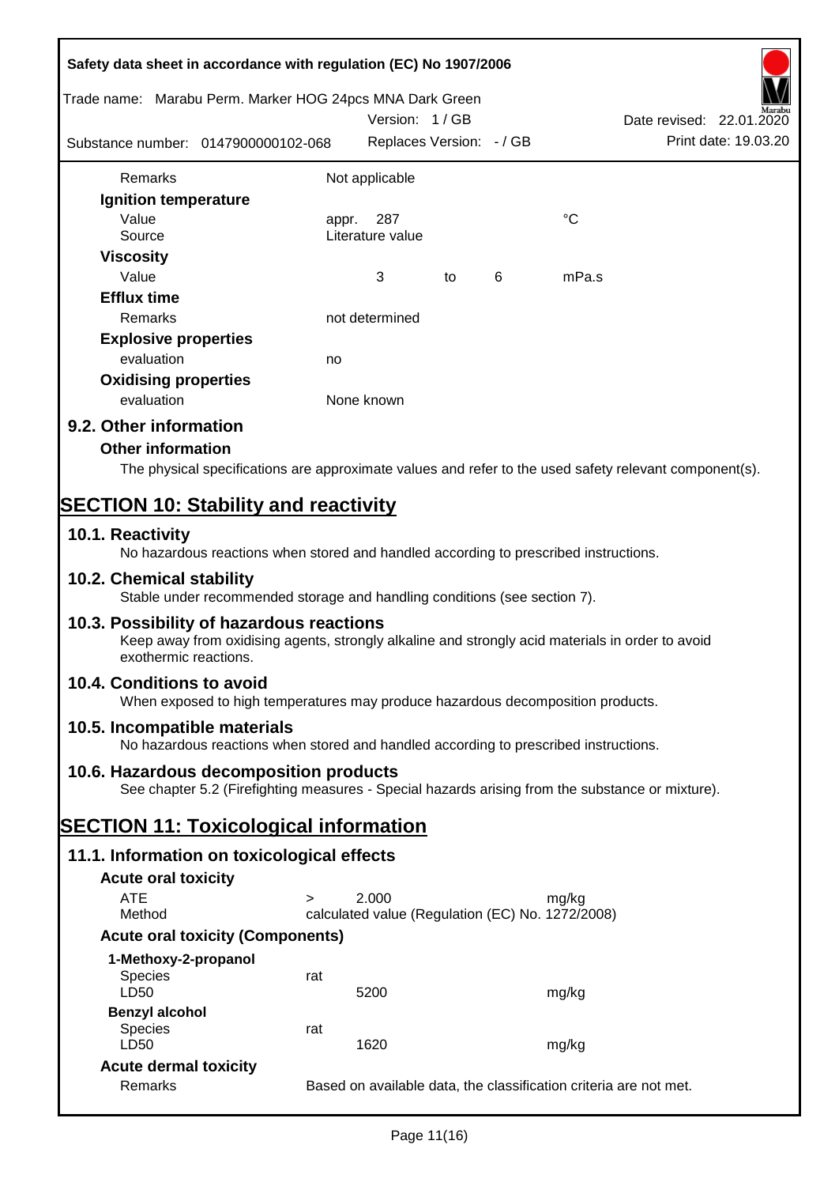| | | | | |
|---|---|---|---|---|
| Remarks | Not applicable | | | |
| **Ignition temperature** | | | | |
| Value | appr. 287 | | | °C |
| Source | Literature value | | | |
| **Viscosity** | | | | |
| Value | 3 | to | 6 | mPa.s |
| **Efflux time** | | | | |
| Remarks | not determined | | | |
| **Explosive properties** | | | | |
| evaluation | no | | | |
| **Oxidising properties** | | | | |
| evaluation | None known | | | |

## 9.2. Other information

### Other information

The physical specifications are approximate values and refer to the used safety relevant component(s).

# SECTION 10: Stability and reactivity

## 10.1. Reactivity

No hazardous reactions when stored and handled according to prescribed instructions.

## 10.2. Chemical stability

Stable under recommended storage and handling conditions (see section 7).

## 10.3. Possibility of hazardous reactions

Keep away from oxidising agents, strongly alkaline and strongly acid materials in order to avoid exothermic reactions.

## 10.4. Conditions to avoid

When exposed to high temperatures may produce hazardous decomposition products.

## 10.5. Incompatible materials

No hazardous reactions when stored and handled according to prescribed instructions.

## 10.6. Hazardous decomposition products

See chapter 5.2 (Firefighting measures - Special hazards arising from the substance or mixture).

# SECTION 11: Toxicological information

## 11.1. Information on toxicological effects

### Acute oral toxicity

| | | | |
|---|---|---|---|
| ATE | > | 2.000 | mg/kg |
| Method | calculated value (Regulation (EC) No. 1272/2008) | | |

### Acute oral toxicity (Components)

| | | | |
|---|---|---|---|
| **1-Methoxy-2-propanol** | | | |
| Species | rat | | |
| LD50 | | 5200 | mg/kg |
| **Benzyl alcohol** | | | |
| Species | rat | | |
| LD50 | | 1620 | mg/kg |

### Acute dermal toxicity

| | |
|---|---|
| Remarks | Based on available data, the classification criteria are not met. |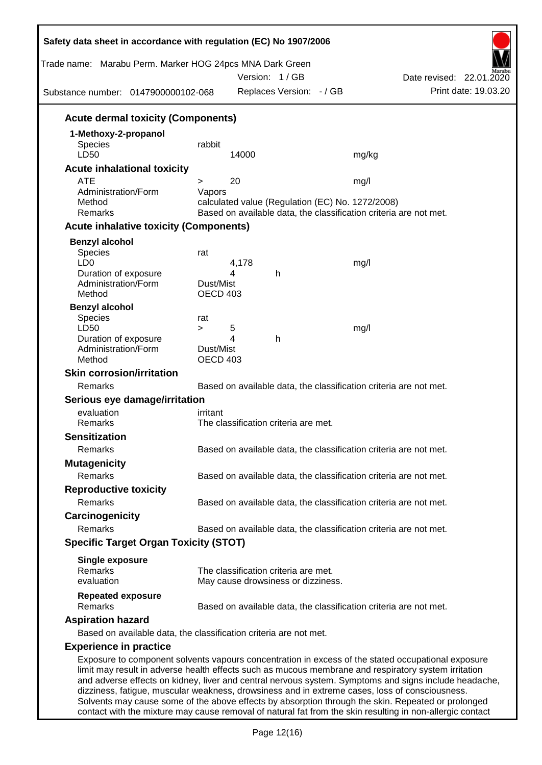### Acute dermal toxicity (Components)

**1-Methoxy-2-propanol**

| | | | |
|---|---|---|---|
| Species | rabbit | | |
| LD50 | 14000 | | mg/kg |

### Acute inhalational toxicity

| | | | |
|---|---|---|---|
| ATE | > | 20 | mg/l |
| Administration/Form | Vapors | | |
| Method | calculated value (Regulation (EC) No. 1272/2008) | | |
| Remarks | Based on available data, the classification criteria are not met. | | |

### Acute inhalative toxicity (Components)

**Benzyl alcohol**

| | | | |
|---|---|---|---|
| Species | rat | | |
| LD0 | 4,178 | | mg/l |
| Duration of exposure | 4 | h | |
| Administration/Form | Dust/Mist | | |
| Method | OECD 403 | | |

**Benzyl alcohol**

| | | | | |
|---|---|---|---|---|
| Species | rat | | | |
| LD50 | > | 5 | | mg/l |
| Duration of exposure | | 4 | h | |
| Administration/Form | Dust/Mist | | | |
| Method | OECD 403 | | | |

### Skin corrosion/irritation

Remarks — Based on available data, the classification criteria are not met.

### Serious eye damage/irritation

evaluation — irritant
Remarks — The classification criteria are met.

### Sensitization

Remarks — Based on available data, the classification criteria are not met.

### Mutagenicity

Remarks — Based on available data, the classification criteria are not met.

### Reproductive toxicity

Remarks — Based on available data, the classification criteria are not met.

### Carcinogenicity

Remarks — Based on available data, the classification criteria are not met.

### Specific Target Organ Toxicity (STOT)

**Single exposure**
Remarks — The classification criteria are met.
evaluation — May cause drowsiness or dizziness.

**Repeated exposure**
Remarks — Based on available data, the classification criteria are not met.

### Aspiration hazard

Based on available data, the classification criteria are not met.

### Experience in practice

Exposure to component solvents vapours concentration in excess of the stated occupational exposure limit may result in adverse health effects such as mucous membrane and respiratory system irritation and adverse effects on kidney, liver and central nervous system. Symptoms and signs include headache, dizziness, fatigue, muscular weakness, drowsiness and in extreme cases, loss of consciousness. Solvents may cause some of the above effects by absorption through the skin. Repeated or prolonged contact with the mixture may cause removal of natural fat from the skin resulting in non-allergic contact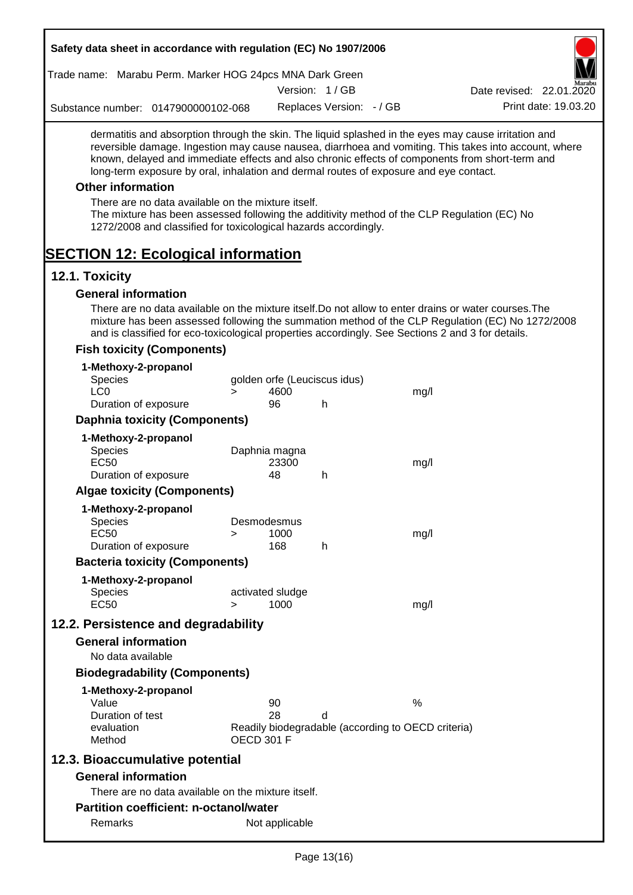dermatitis and absorption through the skin. The liquid splashed in the eyes may cause irritation and reversible damage. Ingestion may cause nausea, diarrhoea and vomiting. This takes into account, where known, delayed and immediate effects and also chronic effects of components from short-term and long-term exposure by oral, inhalation and dermal routes of exposure and eye contact.

### Other information

There are no data available on the mixture itself.
The mixture has been assessed following the additivity method of the CLP Regulation (EC) No 1272/2008 and classified for toxicological hazards accordingly.

# SECTION 12: Ecological information

## 12.1. Toxicity

### General information

There are no data available on the mixture itself.Do not allow to enter drains or water courses.The mixture has been assessed following the summation method of the CLP Regulation (EC) No 1272/2008 and is classified for eco-toxicological properties accordingly. See Sections 2 and 3 for details.

### Fish toxicity (Components)

**1-Methoxy-2-propanol**

| | | | | |
|---|---|---|---|---|
| Species | golden orfe (Leuciscus idus) | | | |
| LC0 | > | 4600 | | mg/l |
| Duration of exposure | | 96 | h | |

### Daphnia toxicity (Components)

**1-Methoxy-2-propanol**

| | | | | |
|---|---|---|---|---|
| Species | Daphnia magna | | | |
| EC50 | | 23300 | | mg/l |
| Duration of exposure | | 48 | h | |

### Algae toxicity (Components)

**1-Methoxy-2-propanol**

| | | | | |
|---|---|---|---|---|
| Species | Desmodesmus | | | |
| EC50 | > | 1000 | | mg/l |
| Duration of exposure | | 168 | h | |

### Bacteria toxicity (Components)

**1-Methoxy-2-propanol**

| | | | | |
|---|---|---|---|---|
| Species | activated sludge | | | |
| EC50 | > | 1000 | | mg/l |

## 12.2. Persistence and degradability

### General information

No data available

### Biodegradability (Components)

**1-Methoxy-2-propanol**

| | | | |
|---|---|---|---|
| Value | 90 | | % |
| Duration of test | 28 | d | |
| evaluation | Readily biodegradable (according to OECD criteria) | | |
| Method | OECD 301 F | | |

## 12.3. Bioaccumulative potential

### General information

There are no data available on the mixture itself.

### Partition coefficient: n-octanol/water

| | |
|---|---|
| Remarks | Not applicable |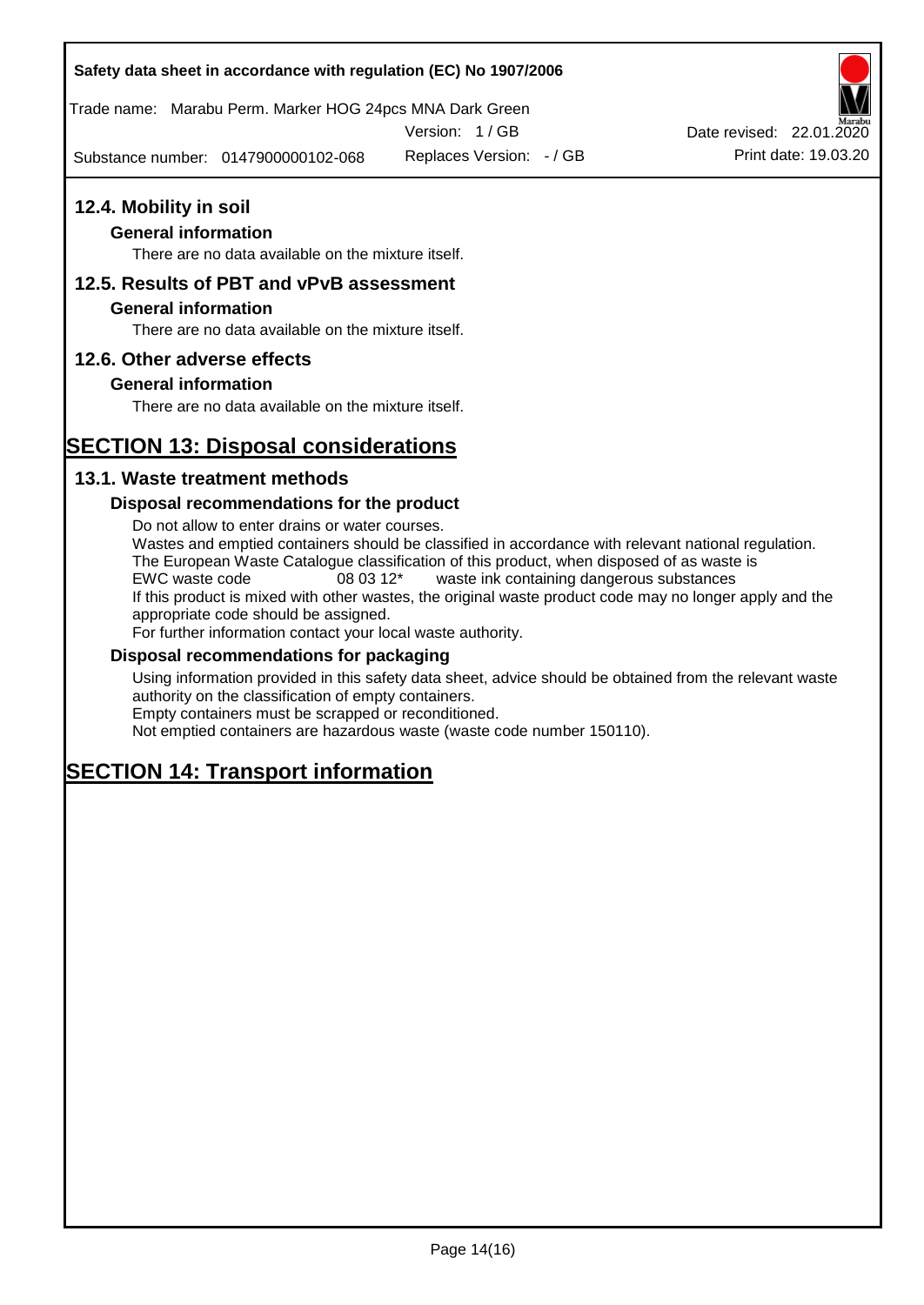### 12.4. Mobility in soil

#### General information

There are no data available on the mixture itself.

### 12.5. Results of PBT and vPvB assessment

#### General information

There are no data available on the mixture itself.

### 12.6. Other adverse effects

#### General information

There are no data available on the mixture itself.

## SECTION 13: Disposal considerations

### 13.1. Waste treatment methods

#### Disposal recommendations for the product

Do not allow to enter drains or water courses.
Wastes and emptied containers should be classified in accordance with relevant national regulation.
The European Waste Catalogue classification of this product, when disposed of as waste is
EWC waste code 08 03 12* waste ink containing dangerous substances
If this product is mixed with other wastes, the original waste product code may no longer apply and the appropriate code should be assigned.
For further information contact your local waste authority.

#### Disposal recommendations for packaging

Using information provided in this safety data sheet, advice should be obtained from the relevant waste authority on the classification of empty containers.
Empty containers must be scrapped or reconditioned.
Not emptied containers are hazardous waste (waste code number 150110).

## SECTION 14: Transport information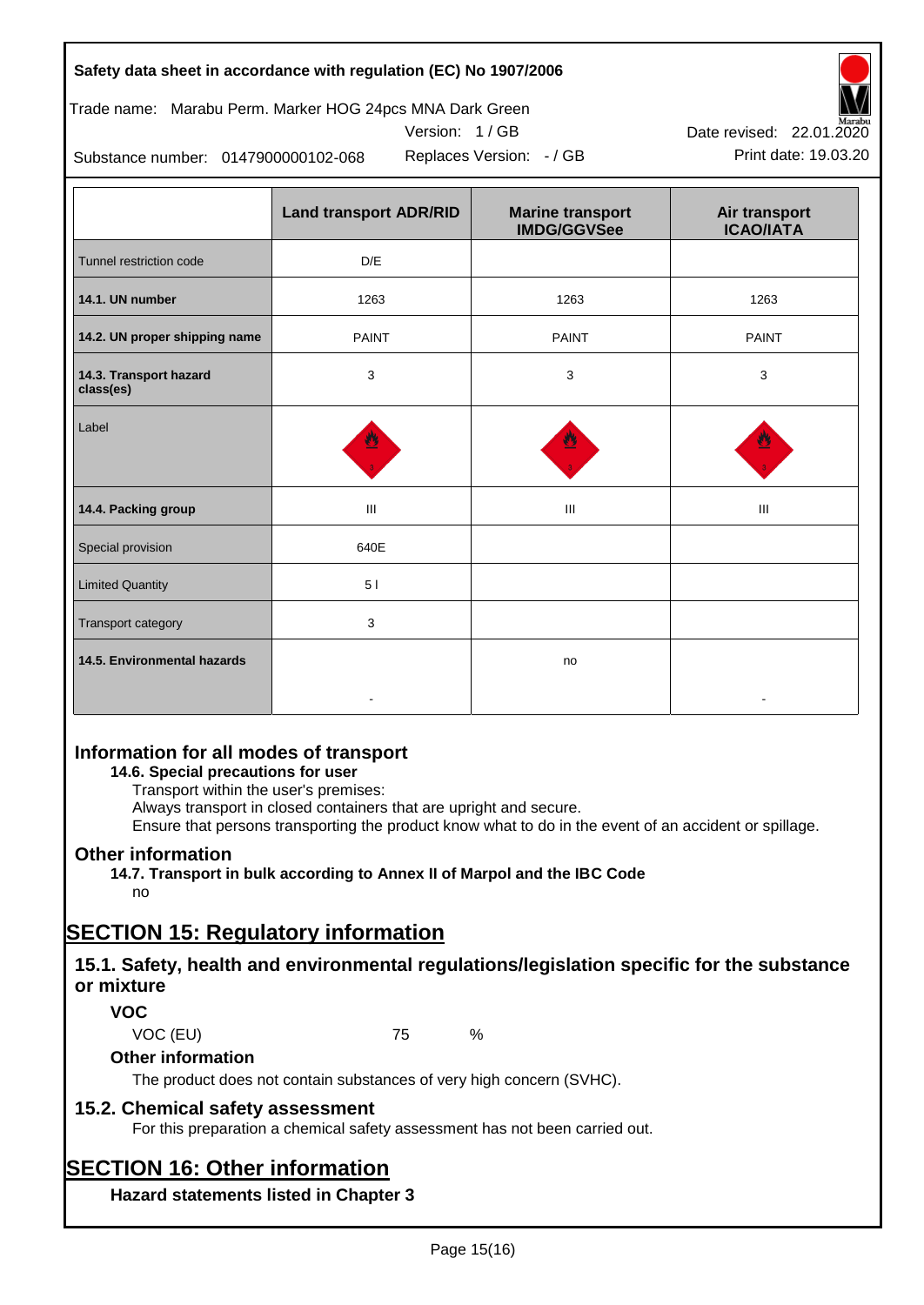**Safety data sheet in accordance with regulation (EC) No 1907/2006**

Trade name: Marabu Perm. Marker HOG 24pcs MNA Dark Green

Version: 1 / GB

Date revised: 22.01.2020

Substance number: 0147900000102-068

Replaces Version: - / GB

Print date: 19.03.20

| | Land transport ADR/RID | Marine transport IMDG/GGVSee | Air transport ICAO/IATA |
|---|---|---|---|
| Tunnel restriction code | D/E | | |
| **14.1. UN number** | 1263 | 1263 | 1263 |
| **14.2. UN proper shipping name** | PAINT | PAINT | PAINT |
| **14.3. Transport hazard class(es)** | 3 | 3 | 3 |
| Label | | | |
| **14.4. Packing group** | III | III | III |
| Special provision | 640E | | |
| Limited Quantity | 5 l | | |
| Transport category | 3 | | |
| **14.5. Environmental hazards** | - | no | - |

## Information for all modes of transport

**14.6. Special precautions for user**

Transport within the user's premises:
Always transport in closed containers that are upright and secure.
Ensure that persons transporting the product know what to do in the event of an accident or spillage.

## Other information

**14.7. Transport in bulk according to Annex II of Marpol and the IBC Code**

no

# SECTION 15: Regulatory information

## 15.1. Safety, health and environmental regulations/legislation specific for the substance or mixture

### VOC

VOC (EU) 75 %

### Other information

The product does not contain substances of very high concern (SVHC).

## 15.2. Chemical safety assessment

For this preparation a chemical safety assessment has not been carried out.

# SECTION 16: Other information

### Hazard statements listed in Chapter 3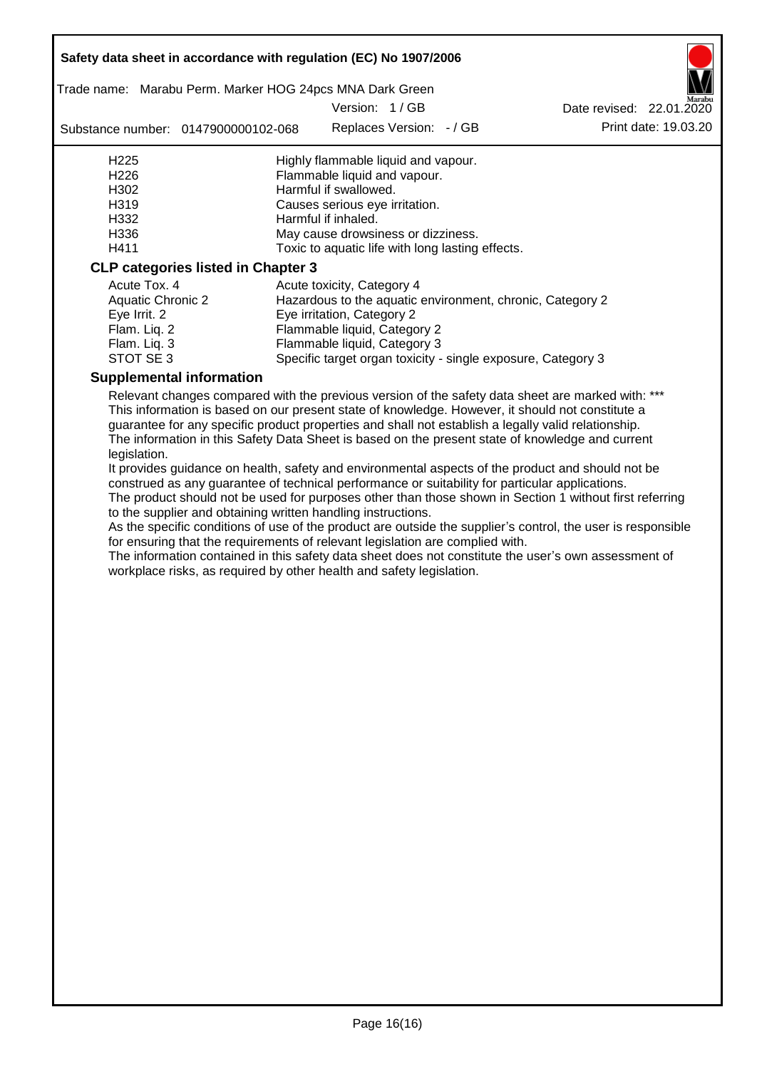| | |
|---|---|
| H225 | Highly flammable liquid and vapour. |
| H226 | Flammable liquid and vapour. |
| H302 | Harmful if swallowed. |
| H319 | Causes serious eye irritation. |
| H332 | Harmful if inhaled. |
| H336 | May cause drowsiness or dizziness. |
| H411 | Toxic to aquatic life with long lasting effects. |

## CLP categories listed in Chapter 3

| | |
|---|---|
| Acute Tox. 4 | Acute toxicity, Category 4 |
| Aquatic Chronic 2 | Hazardous to the aquatic environment, chronic, Category 2 |
| Eye Irrit. 2 | Eye irritation, Category 2 |
| Flam. Liq. 2 | Flammable liquid, Category 2 |
| Flam. Liq. 3 | Flammable liquid, Category 3 |
| STOT SE 3 | Specific target organ toxicity - single exposure, Category 3 |

## Supplemental information

Relevant changes compared with the previous version of the safety data sheet are marked with: ***
This information is based on our present state of knowledge. However, it should not constitute a guarantee for any specific product properties and shall not establish a legally valid relationship.
The information in this Safety Data Sheet is based on the present state of knowledge and current legislation.
It provides guidance on health, safety and environmental aspects of the product and should not be construed as any guarantee of technical performance or suitability for particular applications.
The product should not be used for purposes other than those shown in Section 1 without first referring to the supplier and obtaining written handling instructions.
As the specific conditions of use of the product are outside the supplier's control, the user is responsible for ensuring that the requirements of relevant legislation are complied with.
The information contained in this safety data sheet does not constitute the user's own assessment of workplace risks, as required by other health and safety legislation.